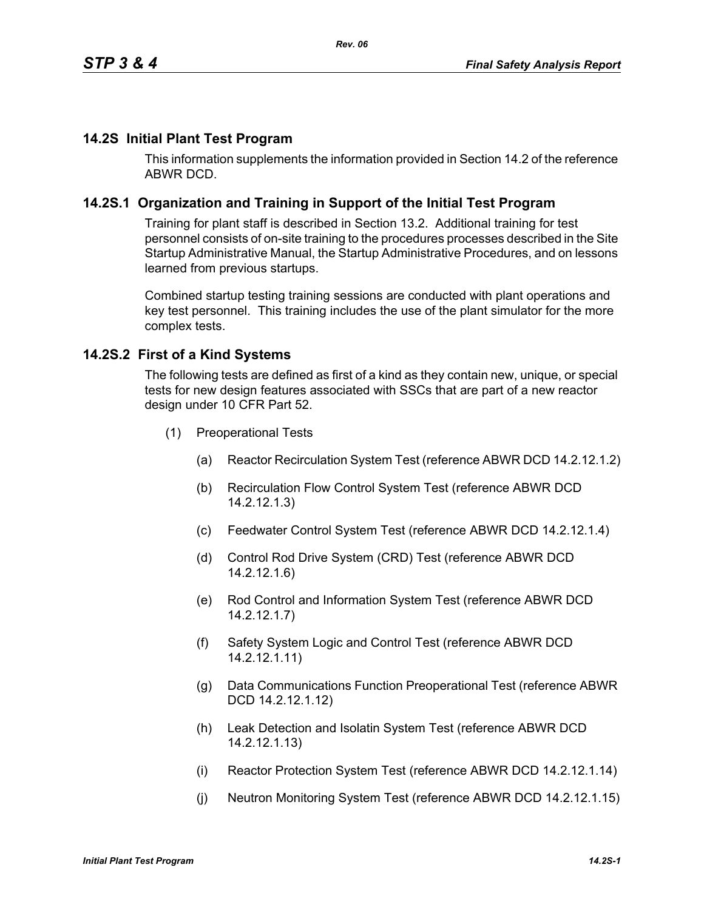## 14.2S Initial Plant Test Program

This information supplements the information provided in Section 14.2 of the reference ABWR DCD.

### 14.2S.1 Organization and Training in Support of the Initial Test Program

Training for plant staff is described in Section 13.2. Additional training for test personnel consists of on-site training to the procedures processes described in the Site Startup Administrative Manual, the Startup Administrative Procedures, and on lessons learned from previous startups.

Combined startup testing training sessions are conducted with plant operations and key test personnel. This training includes the use of the plant simulator for the more complex tests.

### 14.2S.2 First of a Kind Systems

The following tests are defined as first of a kind as they contain new, unique, or special tests for new design features associated with SSCs that are part of a new reactor design under 10 CFR Part 52.

(1) Preoperational Tests

  (a) Reactor Recirculation System Test (reference ABWR DCD 14.2.12.1.2)

  (b) Recirculation Flow Control System Test (reference ABWR DCD 14.2.12.1.3)

  (c) Feedwater Control System Test (reference ABWR DCD 14.2.12.1.4)

  (d) Control Rod Drive System (CRD) Test (reference ABWR DCD 14.2.12.1.6)

  (e) Rod Control and Information System Test (reference ABWR DCD 14.2.12.1.7)

  (f) Safety System Logic and Control Test (reference ABWR DCD 14.2.12.1.11)

  (g) Data Communications Function Preoperational Test (reference ABWR DCD 14.2.12.1.12)

  (h) Leak Detection and Isolatin System Test (reference ABWR DCD 14.2.12.1.13)

  (i) Reactor Protection System Test (reference ABWR DCD 14.2.12.1.14)

  (j) Neutron Monitoring System Test (reference ABWR DCD 14.2.12.1.15)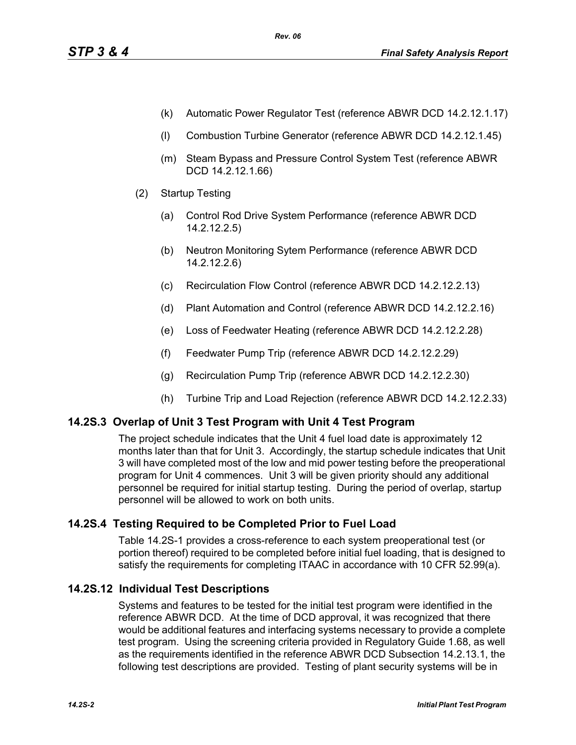(k) Automatic Power Regulator Test (reference ABWR DCD 14.2.12.1.17)

(l) Combustion Turbine Generator (reference ABWR DCD 14.2.12.1.45)

(m) Steam Bypass and Pressure Control System Test (reference ABWR DCD 14.2.12.1.66)

(2) Startup Testing

(a) Control Rod Drive System Performance (reference ABWR DCD 14.2.12.2.5)

(b) Neutron Monitoring Sytem Performance (reference ABWR DCD 14.2.12.2.6)

(c) Recirculation Flow Control (reference ABWR DCD 14.2.12.2.13)

(d) Plant Automation and Control (reference ABWR DCD 14.2.12.2.16)

(e) Loss of Feedwater Heating (reference ABWR DCD 14.2.12.2.28)

(f) Feedwater Pump Trip (reference ABWR DCD 14.2.12.2.29)

(g) Recirculation Pump Trip (reference ABWR DCD 14.2.12.2.30)

(h) Turbine Trip and Load Rejection (reference ABWR DCD 14.2.12.2.33)

## 14.2S.3 Overlap of Unit 3 Test Program with Unit 4 Test Program

The project schedule indicates that the Unit 4 fuel load date is approximately 12 months later than that for Unit 3. Accordingly, the startup schedule indicates that Unit 3 will have completed most of the low and mid power testing before the preoperational program for Unit 4 commences. Unit 3 will be given priority should any additional personnel be required for initial startup testing. During the period of overlap, startup personnel will be allowed to work on both units.

## 14.2S.4 Testing Required to be Completed Prior to Fuel Load

Table 14.2S-1 provides a cross-reference to each system preoperational test (or portion thereof) required to be completed before initial fuel loading, that is designed to satisfy the requirements for completing ITAAC in accordance with 10 CFR 52.99(a).

## 14.2S.12 Individual Test Descriptions

Systems and features to be tested for the initial test program were identified in the reference ABWR DCD. At the time of DCD approval, it was recognized that there would be additional features and interfacing systems necessary to provide a complete test program. Using the screening criteria provided in Regulatory Guide 1.68, as well as the requirements identified in the reference ABWR DCD Subsection 14.2.13.1, the following test descriptions are provided. Testing of plant security systems will be in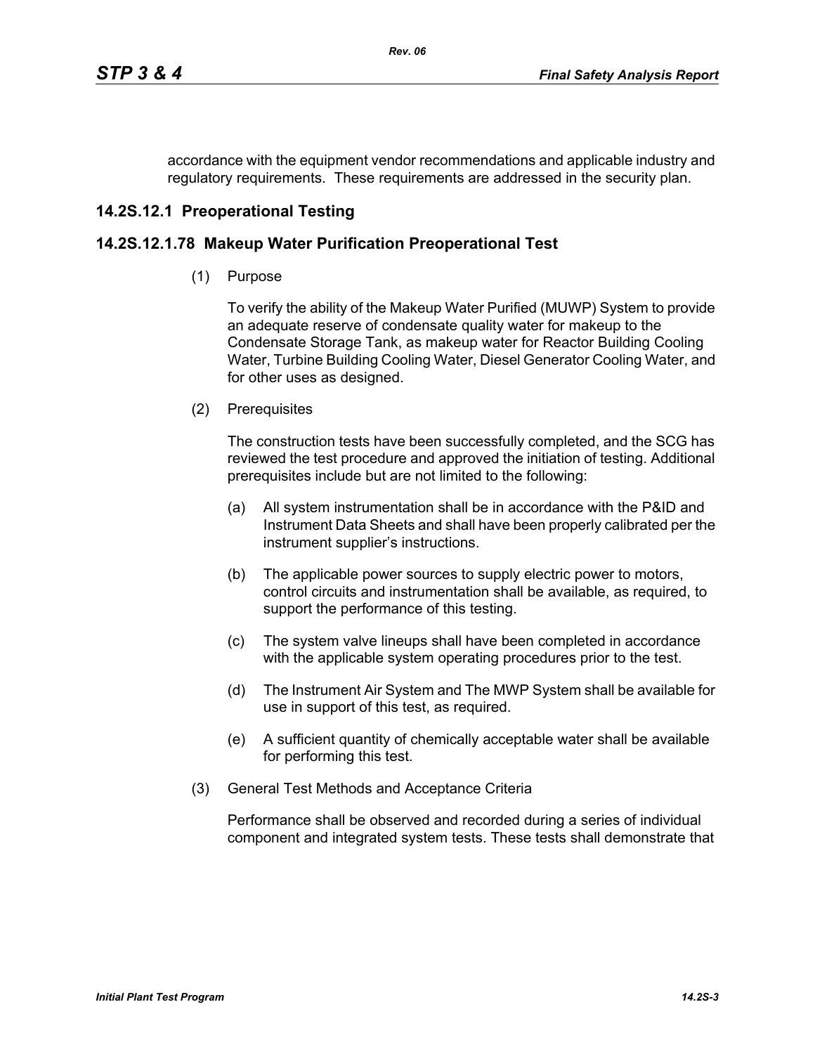accordance with the equipment vendor recommendations and applicable industry and regulatory requirements. These requirements are addressed in the security plan.

## 14.2S.12.1 Preoperational Testing

## 14.2S.12.1.78 Makeup Water Purification Preoperational Test

(1) Purpose

To verify the ability of the Makeup Water Purified (MUWP) System to provide an adequate reserve of condensate quality water for makeup to the Condensate Storage Tank, as makeup water for Reactor Building Cooling Water, Turbine Building Cooling Water, Diesel Generator Cooling Water, and for other uses as designed.

(2) Prerequisites

The construction tests have been successfully completed, and the SCG has reviewed the test procedure and approved the initiation of testing. Additional prerequisites include but are not limited to the following:

(a) All system instrumentation shall be in accordance with the P&ID and Instrument Data Sheets and shall have been properly calibrated per the instrument supplier's instructions.

(b) The applicable power sources to supply electric power to motors, control circuits and instrumentation shall be available, as required, to support the performance of this testing.

(c) The system valve lineups shall have been completed in accordance with the applicable system operating procedures prior to the test.

(d) The Instrument Air System and The MWP System shall be available for use in support of this test, as required.

(e) A sufficient quantity of chemically acceptable water shall be available for performing this test.

(3) General Test Methods and Acceptance Criteria

Performance shall be observed and recorded during a series of individual component and integrated system tests. These tests shall demonstrate that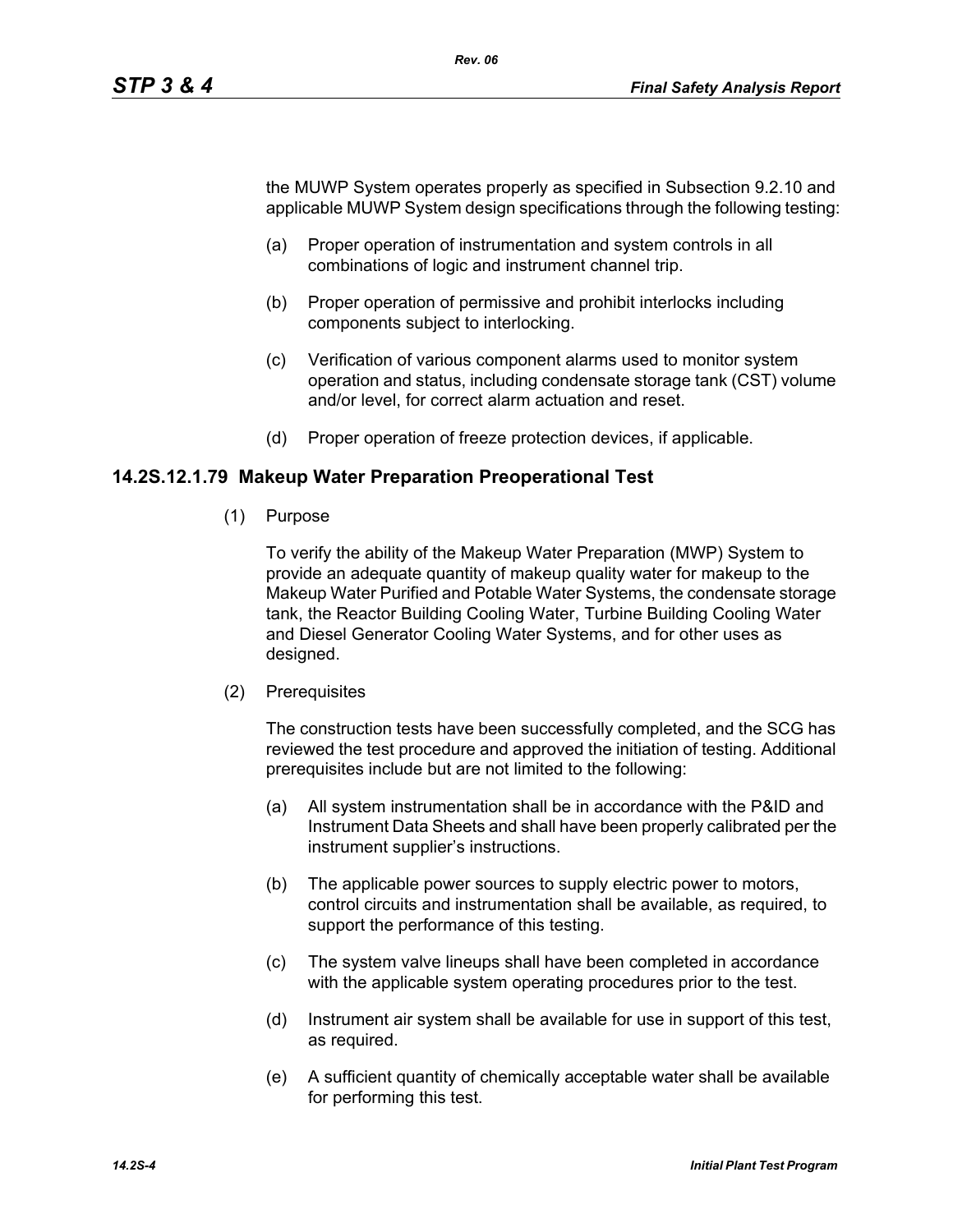the MUWP System operates properly as specified in Subsection 9.2.10 and applicable MUWP System design specifications through the following testing:

(a) Proper operation of instrumentation and system controls in all combinations of logic and instrument channel trip.

(b) Proper operation of permissive and prohibit interlocks including components subject to interlocking.

(c) Verification of various component alarms used to monitor system operation and status, including condensate storage tank (CST) volume and/or level, for correct alarm actuation and reset.

(d) Proper operation of freeze protection devices, if applicable.

### 14.2S.12.1.79 Makeup Water Preparation Preoperational Test

(1) Purpose

To verify the ability of the Makeup Water Preparation (MWP) System to provide an adequate quantity of makeup quality water for makeup to the Makeup Water Purified and Potable Water Systems, the condensate storage tank, the Reactor Building Cooling Water, Turbine Building Cooling Water and Diesel Generator Cooling Water Systems, and for other uses as designed.

(2) Prerequisites

The construction tests have been successfully completed, and the SCG has reviewed the test procedure and approved the initiation of testing. Additional prerequisites include but are not limited to the following:

(a) All system instrumentation shall be in accordance with the P&ID and Instrument Data Sheets and shall have been properly calibrated per the instrument supplier's instructions.

(b) The applicable power sources to supply electric power to motors, control circuits and instrumentation shall be available, as required, to support the performance of this testing.

(c) The system valve lineups shall have been completed in accordance with the applicable system operating procedures prior to the test.

(d) Instrument air system shall be available for use in support of this test, as required.

(e) A sufficient quantity of chemically acceptable water shall be available for performing this test.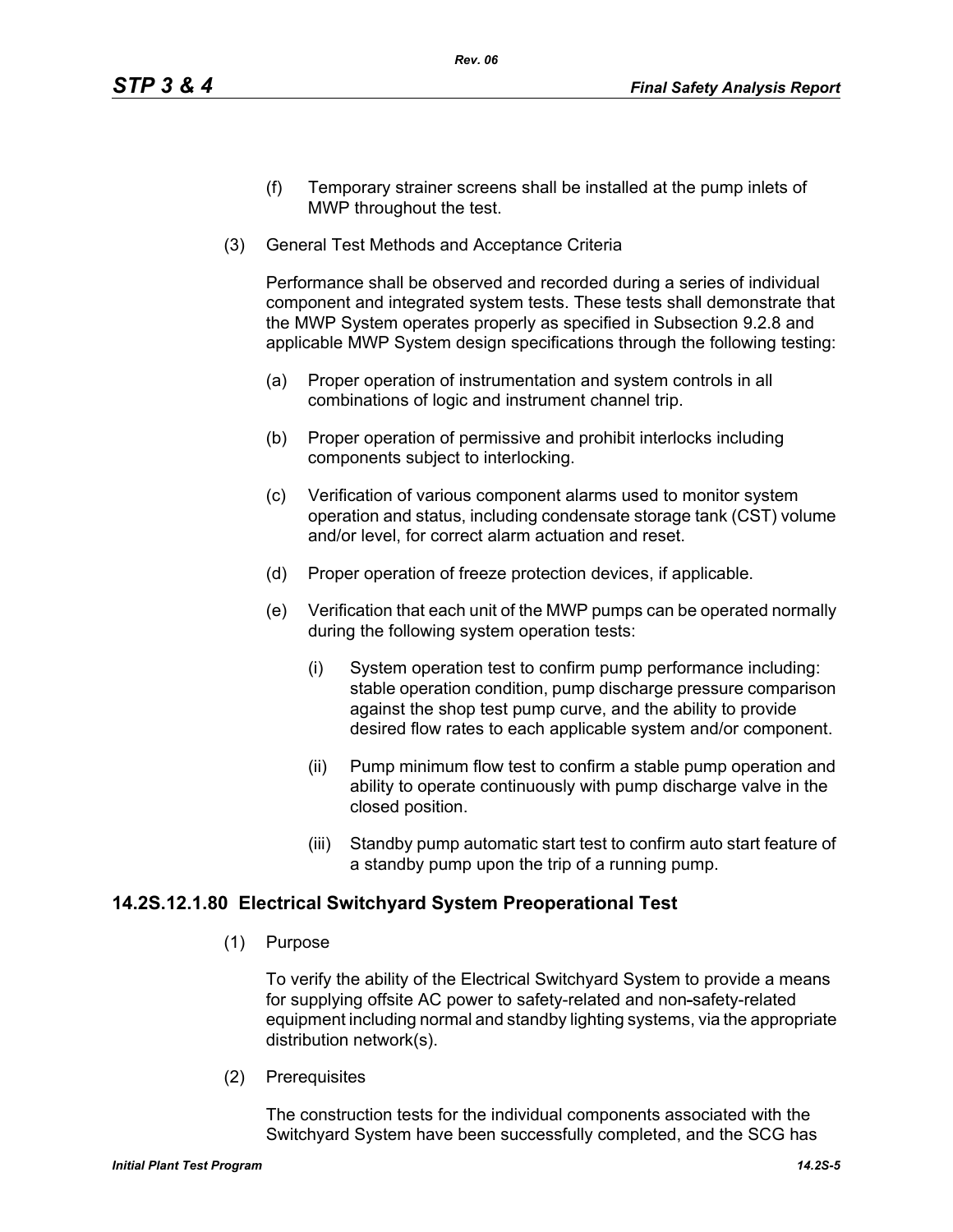(f) Temporary strainer screens shall be installed at the pump inlets of MWP throughout the test.

(3) General Test Methods and Acceptance Criteria

Performance shall be observed and recorded during a series of individual component and integrated system tests. These tests shall demonstrate that the MWP System operates properly as specified in Subsection 9.2.8 and applicable MWP System design specifications through the following testing:

(a) Proper operation of instrumentation and system controls in all combinations of logic and instrument channel trip.

(b) Proper operation of permissive and prohibit interlocks including components subject to interlocking.

(c) Verification of various component alarms used to monitor system operation and status, including condensate storage tank (CST) volume and/or level, for correct alarm actuation and reset.

(d) Proper operation of freeze protection devices, if applicable.

(e) Verification that each unit of the MWP pumps can be operated normally during the following system operation tests:

(i) System operation test to confirm pump performance including: stable operation condition, pump discharge pressure comparison against the shop test pump curve, and the ability to provide desired flow rates to each applicable system and/or component.

(ii) Pump minimum flow test to confirm a stable pump operation and ability to operate continuously with pump discharge valve in the closed position.

(iii) Standby pump automatic start test to confirm auto start feature of a standby pump upon the trip of a running pump.

### 14.2S.12.1.80 Electrical Switchyard System Preoperational Test

(1) Purpose

To verify the ability of the Electrical Switchyard System to provide a means for supplying offsite AC power to safety-related and non-safety-related equipment including normal and standby lighting systems, via the appropriate distribution network(s).

(2) Prerequisites

The construction tests for the individual components associated with the Switchyard System have been successfully completed, and the SCG has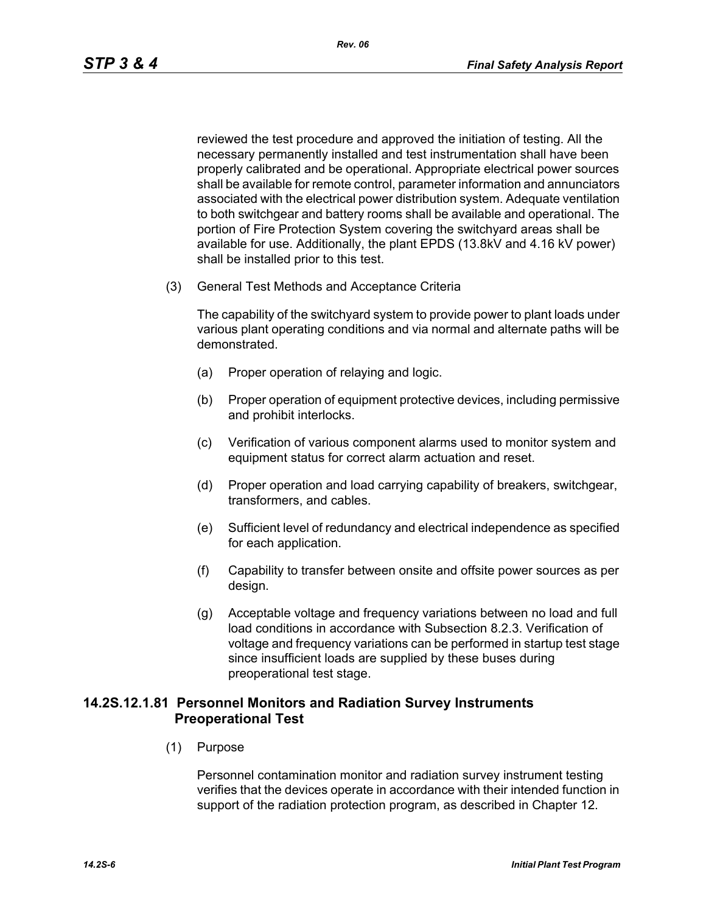reviewed the test procedure and approved the initiation of testing. All the necessary permanently installed and test instrumentation shall have been properly calibrated and be operational. Appropriate electrical power sources shall be available for remote control, parameter information and annunciators associated with the electrical power distribution system. Adequate ventilation to both switchgear and battery rooms shall be available and operational. The portion of Fire Protection System covering the switchyard areas shall be available for use. Additionally, the plant EPDS (13.8kV and 4.16 kV power) shall be installed prior to this test.

(3) General Test Methods and Acceptance Criteria

The capability of the switchyard system to provide power to plant loads under various plant operating conditions and via normal and alternate paths will be demonstrated.

(a) Proper operation of relaying and logic.

(b) Proper operation of equipment protective devices, including permissive and prohibit interlocks.

(c) Verification of various component alarms used to monitor system and equipment status for correct alarm actuation and reset.

(d) Proper operation and load carrying capability of breakers, switchgear, transformers, and cables.

(e) Sufficient level of redundancy and electrical independence as specified for each application.

(f) Capability to transfer between onsite and offsite power sources as per design.

(g) Acceptable voltage and frequency variations between no load and full load conditions in accordance with Subsection 8.2.3. Verification of voltage and frequency variations can be performed in startup test stage since insufficient loads are supplied by these buses during preoperational test stage.

### 14.2S.12.1.81 Personnel Monitors and Radiation Survey Instruments Preoperational Test

(1) Purpose

Personnel contamination monitor and radiation survey instrument testing verifies that the devices operate in accordance with their intended function in support of the radiation protection program, as described in Chapter 12.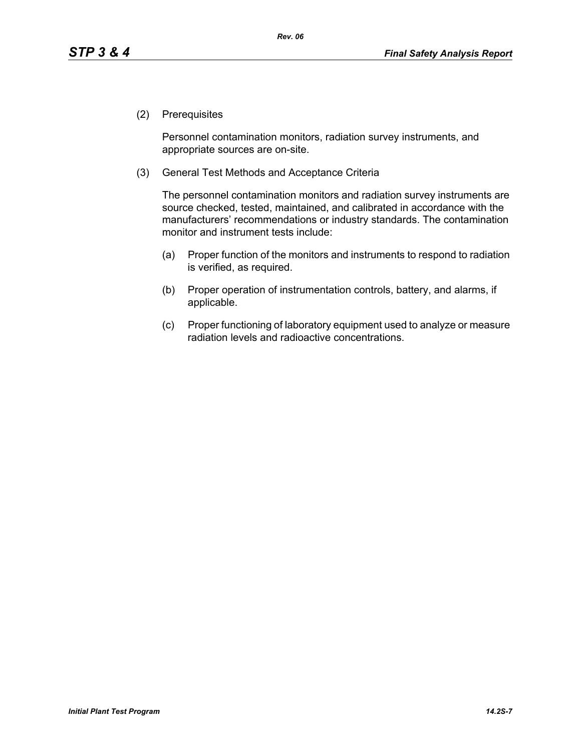(2) Prerequisites

Personnel contamination monitors, radiation survey instruments, and appropriate sources are on-site.

(3) General Test Methods and Acceptance Criteria

The personnel contamination monitors and radiation survey instruments are source checked, tested, maintained, and calibrated in accordance with the manufacturers' recommendations or industry standards. The contamination monitor and instrument tests include:

(a) Proper function of the monitors and instruments to respond to radiation is verified, as required.

(b) Proper operation of instrumentation controls, battery, and alarms, if applicable.

(c) Proper functioning of laboratory equipment used to analyze or measure radiation levels and radioactive concentrations.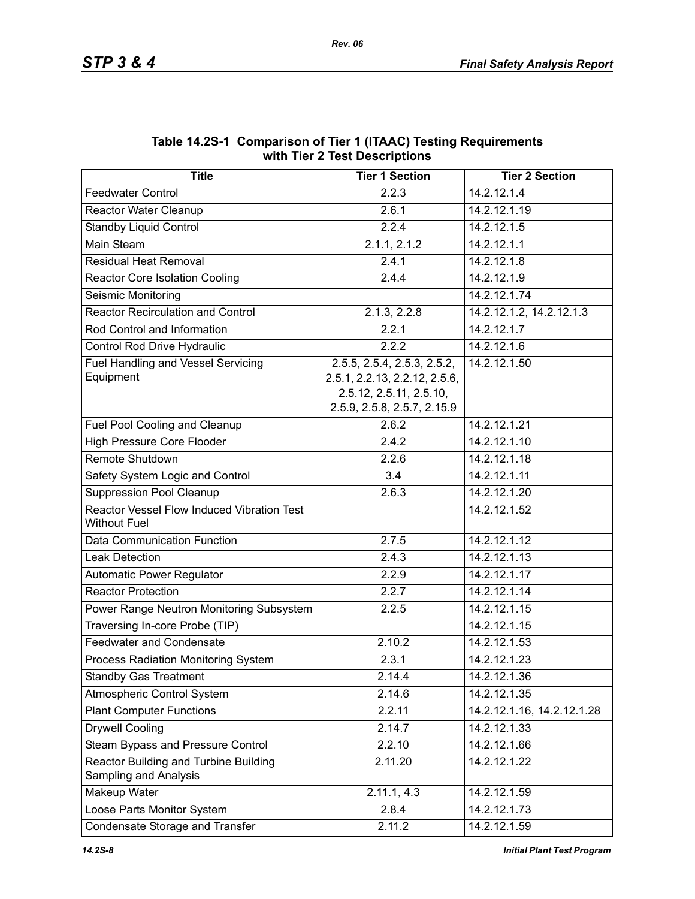**Table 14.2S-1 Comparison of Tier 1 (ITAAC) Testing Requirements with Tier 2 Test Descriptions**

| Title | Tier 1 Section | Tier 2 Section |
|---|---|---|
| Feedwater Control | 2.2.3 | 14.2.12.1.4 |
| Reactor Water Cleanup | 2.6.1 | 14.2.12.1.19 |
| Standby Liquid Control | 2.2.4 | 14.2.12.1.5 |
| Main Steam | 2.1.1, 2.1.2 | 14.2.12.1.1 |
| Residual Heat Removal | 2.4.1 | 14.2.12.1.8 |
| Reactor Core Isolation Cooling | 2.4.4 | 14.2.12.1.9 |
| Seismic Monitoring | | 14.2.12.1.74 |
| Reactor Recirculation and Control | 2.1.3, 2.2.8 | 14.2.12.1.2, 14.2.12.1.3 |
| Rod Control and Information | 2.2.1 | 14.2.12.1.7 |
| Control Rod Drive Hydraulic | 2.2.2 | 14.2.12.1.6 |
| Fuel Handling and Vessel Servicing Equipment | 2.5.5, 2.5.4, 2.5.3, 2.5.2, 2.5.1, 2.2.13, 2.2.12, 2.5.6, 2.5.12, 2.5.11, 2.5.10, 2.5.9, 2.5.8, 2.5.7, 2.15.9 | 14.2.12.1.50 |
| Fuel Pool Cooling and Cleanup | 2.6.2 | 14.2.12.1.21 |
| High Pressure Core Flooder | 2.4.2 | 14.2.12.1.10 |
| Remote Shutdown | 2.2.6 | 14.2.12.1.18 |
| Safety System Logic and Control | 3.4 | 14.2.12.1.11 |
| Suppression Pool Cleanup | 2.6.3 | 14.2.12.1.20 |
| Reactor Vessel Flow Induced Vibration Test Without Fuel | | 14.2.12.1.52 |
| Data Communication Function | 2.7.5 | 14.2.12.1.12 |
| Leak Detection | 2.4.3 | 14.2.12.1.13 |
| Automatic Power Regulator | 2.2.9 | 14.2.12.1.17 |
| Reactor Protection | 2.2.7 | 14.2.12.1.14 |
| Power Range Neutron Monitoring Subsystem | 2.2.5 | 14.2.12.1.15 |
| Traversing In-core Probe (TIP) | | 14.2.12.1.15 |
| Feedwater and Condensate | 2.10.2 | 14.2.12.1.53 |
| Process Radiation Monitoring System | 2.3.1 | 14.2.12.1.23 |
| Standby Gas Treatment | 2.14.4 | 14.2.12.1.36 |
| Atmospheric Control System | 2.14.6 | 14.2.12.1.35 |
| Plant Computer Functions | 2.2.11 | 14.2.12.1.16, 14.2.12.1.28 |
| Drywell Cooling | 2.14.7 | 14.2.12.1.33 |
| Steam Bypass and Pressure Control | 2.2.10 | 14.2.12.1.66 |
| Reactor Building and Turbine Building Sampling and Analysis | 2.11.20 | 14.2.12.1.22 |
| Makeup Water | 2.11.1, 4.3 | 14.2.12.1.59 |
| Loose Parts Monitor System | 2.8.4 | 14.2.12.1.73 |
| Condensate Storage and Transfer | 2.11.2 | 14.2.12.1.59 |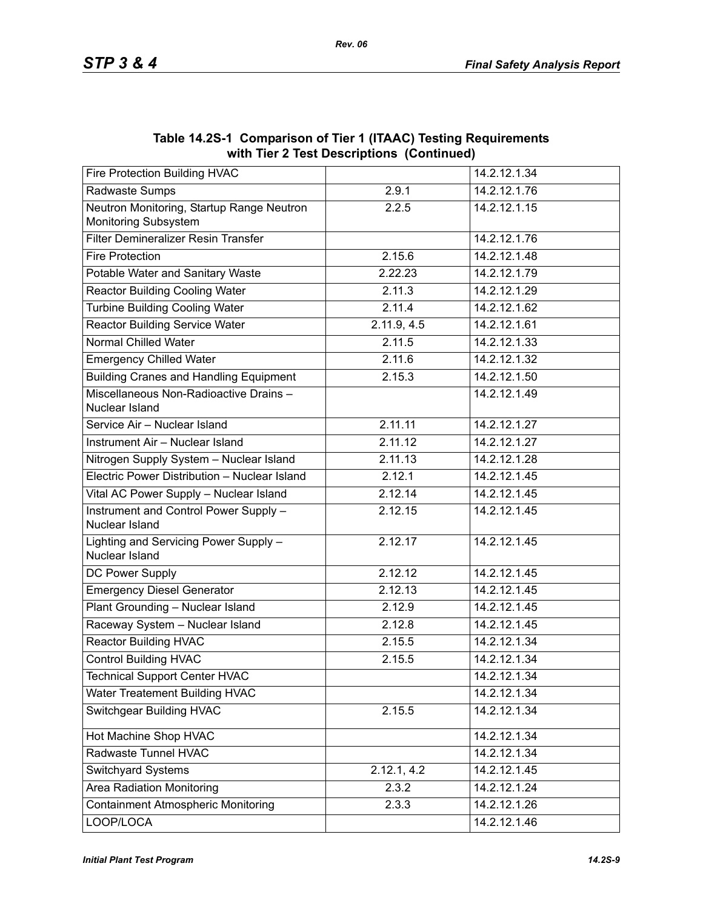**Table 14.2S-1 Comparison of Tier 1 (ITAAC) Testing Requirements with Tier 2 Test Descriptions (Continued)**

| | | |
|---|---|---|
| Fire Protection Building HVAC | | 14.2.12.1.34 |
| Radwaste Sumps | 2.9.1 | 14.2.12.1.76 |
| Neutron Monitoring, Startup Range Neutron Monitoring Subsystem | 2.2.5 | 14.2.12.1.15 |
| Filter Demineralizer Resin Transfer | | 14.2.12.1.76 |
| Fire Protection | 2.15.6 | 14.2.12.1.48 |
| Potable Water and Sanitary Waste | 2.22.23 | 14.2.12.1.79 |
| Reactor Building Cooling Water | 2.11.3 | 14.2.12.1.29 |
| Turbine Building Cooling Water | 2.11.4 | 14.2.12.1.62 |
| Reactor Building Service Water | 2.11.9, 4.5 | 14.2.12.1.61 |
| Normal Chilled Water | 2.11.5 | 14.2.12.1.33 |
| Emergency Chilled Water | 2.11.6 | 14.2.12.1.32 |
| Building Cranes and Handling Equipment | 2.15.3 | 14.2.12.1.50 |
| Miscellaneous Non-Radioactive Drains – Nuclear Island | | 14.2.12.1.49 |
| Service Air – Nuclear Island | 2.11.11 | 14.2.12.1.27 |
| Instrument Air – Nuclear Island | 2.11.12 | 14.2.12.1.27 |
| Nitrogen Supply System – Nuclear Island | 2.11.13 | 14.2.12.1.28 |
| Electric Power Distribution – Nuclear Island | 2.12.1 | 14.2.12.1.45 |
| Vital AC Power Supply – Nuclear Island | 2.12.14 | 14.2.12.1.45 |
| Instrument and Control Power Supply – Nuclear Island | 2.12.15 | 14.2.12.1.45 |
| Lighting and Servicing Power Supply – Nuclear Island | 2.12.17 | 14.2.12.1.45 |
| DC Power Supply | 2.12.12 | 14.2.12.1.45 |
| Emergency Diesel Generator | 2.12.13 | 14.2.12.1.45 |
| Plant Grounding – Nuclear Island | 2.12.9 | 14.2.12.1.45 |
| Raceway System – Nuclear Island | 2.12.8 | 14.2.12.1.45 |
| Reactor Building HVAC | 2.15.5 | 14.2.12.1.34 |
| Control Building HVAC | 2.15.5 | 14.2.12.1.34 |
| Technical Support Center HVAC | | 14.2.12.1.34 |
| Water Treatement Building HVAC | | 14.2.12.1.34 |
| Switchgear Building HVAC | 2.15.5 | 14.2.12.1.34 |
| Hot Machine Shop HVAC | | 14.2.12.1.34 |
| Radwaste Tunnel HVAC | | 14.2.12.1.34 |
| Switchyard Systems | 2.12.1, 4.2 | 14.2.12.1.45 |
| Area Radiation Monitoring | 2.3.2 | 14.2.12.1.24 |
| Containment Atmospheric Monitoring | 2.3.3 | 14.2.12.1.26 |
| LOOP/LOCA | | 14.2.12.1.46 |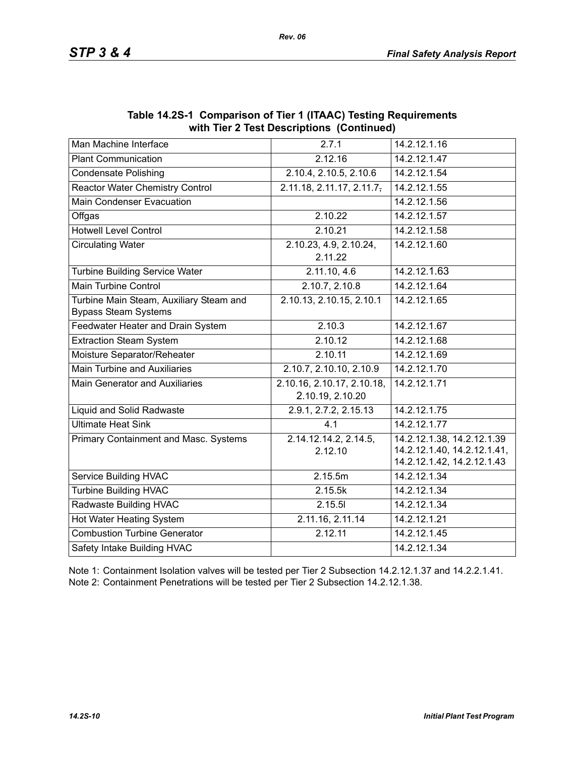**Table 14.2S-1 Comparison of Tier 1 (ITAAC) Testing Requirements with Tier 2 Test Descriptions (Continued)**

| | | |
|---|---|---|
| Man Machine Interface | 2.7.1 | 14.2.12.1.16 |
| Plant Communication | 2.12.16 | 14.2.12.1.47 |
| Condensate Polishing | 2.10.4, 2.10.5, 2.10.6 | 14.2.12.1.54 |
| Reactor Water Chemistry Control | 2.11.18, 2.11.17, 2.11.7, | 14.2.12.1.55 |
| Main Condenser Evacuation | | 14.2.12.1.56 |
| Offgas | 2.10.22 | 14.2.12.1.57 |
| Hotwell Level Control | 2.10.21 | 14.2.12.1.58 |
| Circulating Water | 2.10.23, 4.9, 2.10.24, 2.11.22 | 14.2.12.1.60 |
| Turbine Building Service Water | 2.11.10, 4.6 | 14.2.12.1.63 |
| Main Turbine Control | 2.10.7, 2.10.8 | 14.2.12.1.64 |
| Turbine Main Steam, Auxiliary Steam and Bypass Steam Systems | 2.10.13, 2.10.15, 2.10.1 | 14.2.12.1.65 |
| Feedwater Heater and Drain System | 2.10.3 | 14.2.12.1.67 |
| Extraction Steam System | 2.10.12 | 14.2.12.1.68 |
| Moisture Separator/Reheater | 2.10.11 | 14.2.12.1.69 |
| Main Turbine and Auxiliaries | 2.10.7, 2.10.10, 2.10.9 | 14.2.12.1.70 |
| Main Generator and Auxiliaries | 2.10.16, 2.10.17, 2.10.18, 2.10.19, 2.10.20 | 14.2.12.1.71 |
| Liquid and Solid Radwaste | 2.9.1, 2.7.2, 2.15.13 | 14.2.12.1.75 |
| Ultimate Heat Sink | 4.1 | 14.2.12.1.77 |
| Primary Containment and Masc. Systems | 2.14.12.14.2, 2.14.5, 2.12.10 | 14.2.12.1.38, 14.2.12.1.39 14.2.12.1.40, 14.2.12.1.41, 14.2.12.1.42, 14.2.12.1.43 |
| Service Building HVAC | 2.15.5m | 14.2.12.1.34 |
| Turbine Building HVAC | 2.15.5k | 14.2.12.1.34 |
| Radwaste Building HVAC | 2.15.5l | 14.2.12.1.34 |
| Hot Water Heating System | 2.11.16, 2.11.14 | 14.2.12.1.21 |
| Combustion Turbine Generator | 2.12.11 | 14.2.12.1.45 |
| Safety Intake Building HVAC | | 14.2.12.1.34 |

Note 1: Containment Isolation valves will be tested per Tier 2 Subsection 14.2.12.1.37 and 14.2.2.1.41.

Note 2: Containment Penetrations will be tested per Tier 2 Subsection 14.2.12.1.38.